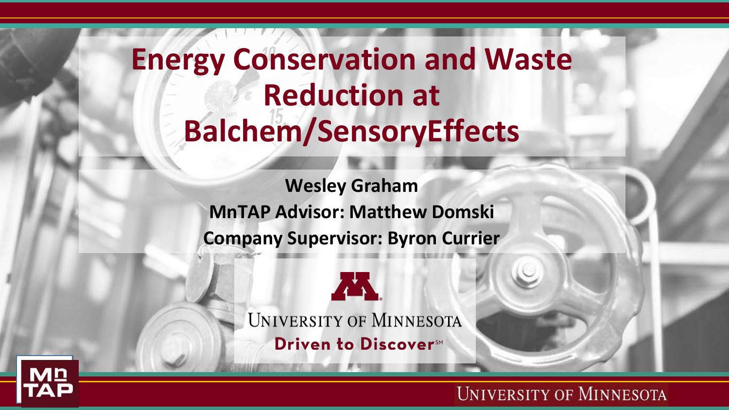# Energy Conservation and Waste Reduction at Balchem/SensoryEffects

**Wesley Graham**

**MnTAP Advisor: Matthew Domski**

**Company Supervisor: Byron Currier**

University of Minnesota

Driven to Discover℠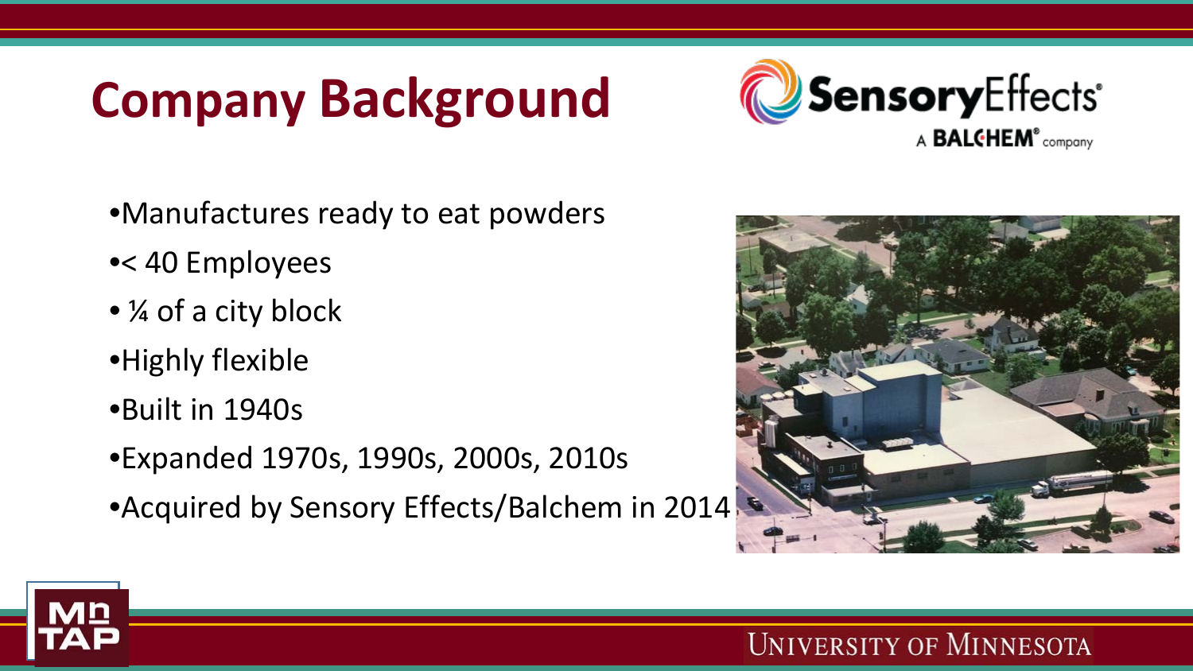# Company Background

- Manufactures ready to eat powders
- < 40 Employees
- ¼ of a city block
- Highly flexible
- Built in 1940s
- Expanded 1970s, 1990s, 2000s, 2010s
- Acquired by Sensory Effects/Balchem in 2014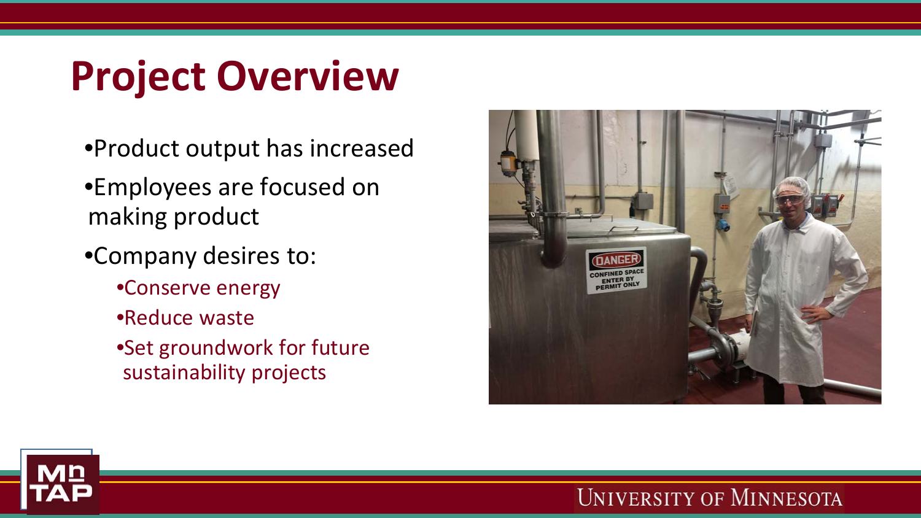# Project Overview

- Product output has increased
- Employees are focused on making product
- Company desires to:
  - Conserve energy
  - Reduce waste
  - Set groundwork for future sustainability projects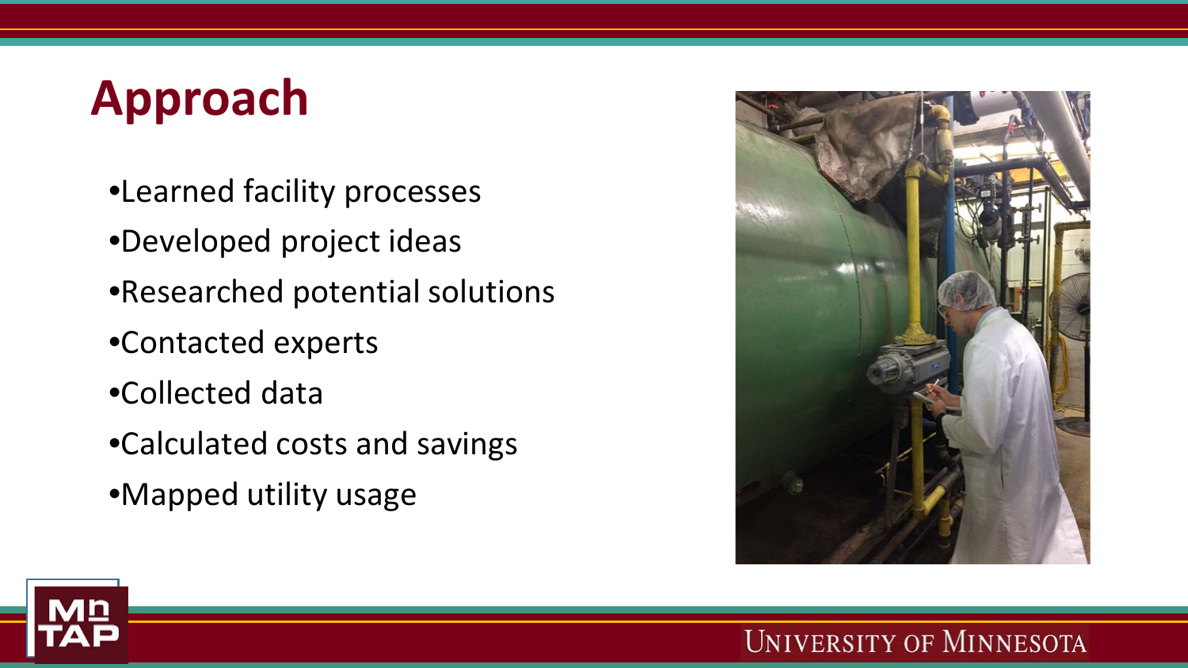# Approach

- Learned facility processes
- Developed project ideas
- Researched potential solutions
- Contacted experts
- Collected data
- Calculated costs and savings
- Mapped utility usage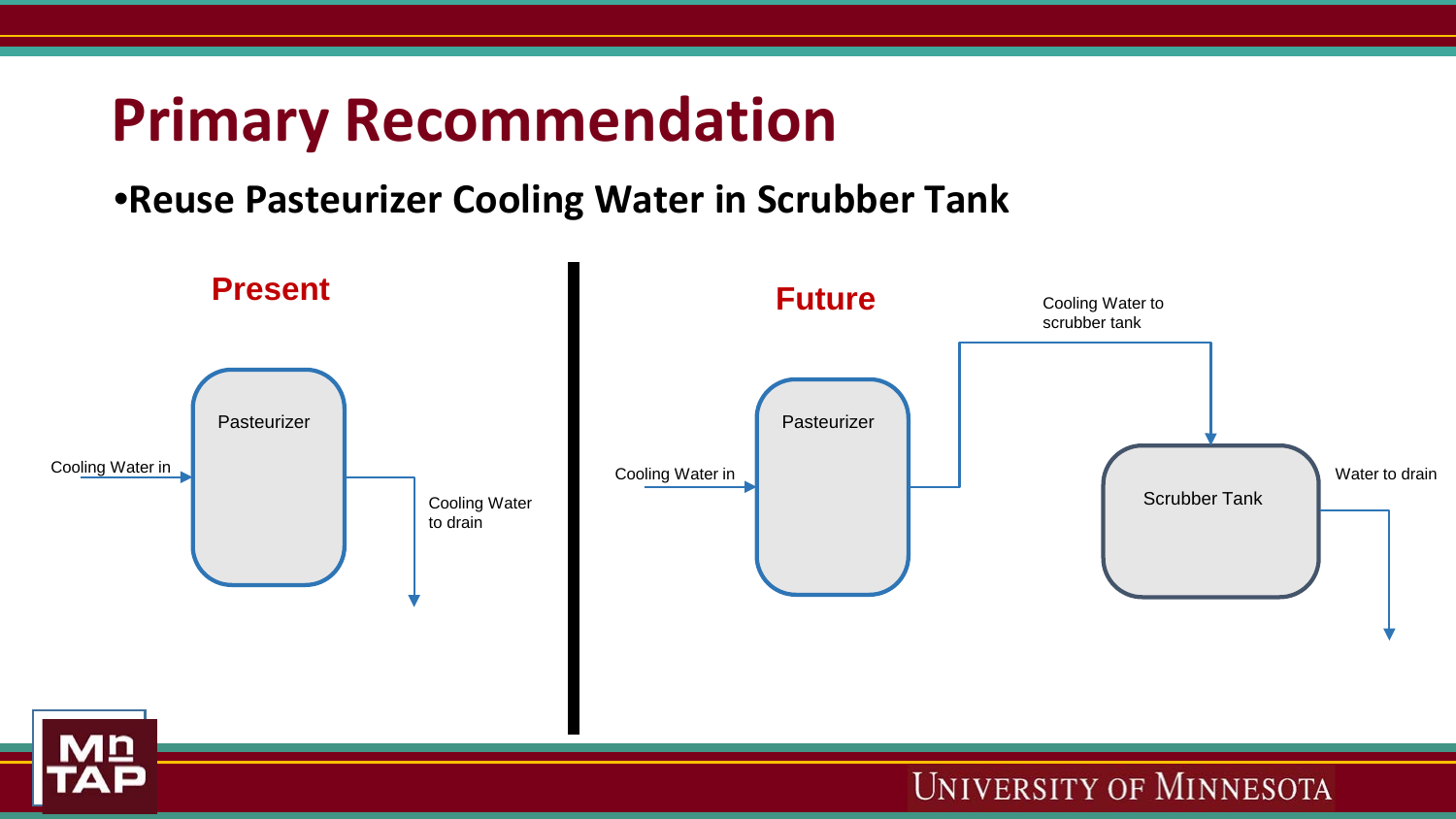# Primary Recommendation

- **Reuse Pasteurizer Cooling Water in Scrubber Tank**

**Present**

Pasteurizer

Cooling Water in

Cooling Water to drain

**Future**

Pasteurizer

Cooling Water in

Cooling Water to scrubber tank

Scrubber Tank

Water to drain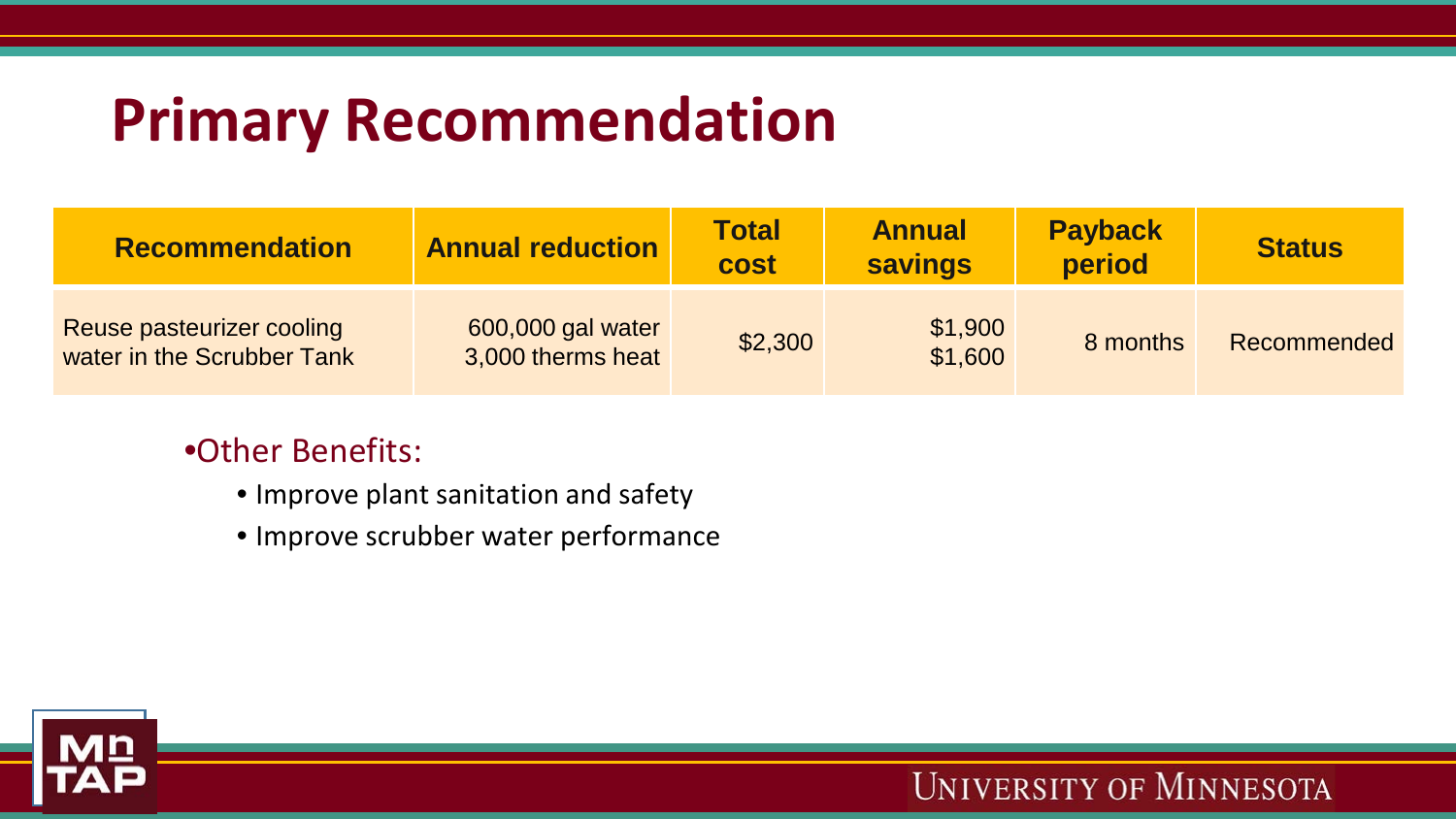# Primary Recommendation

| Recommendation | Annual reduction | Total cost | Annual savings | Payback period | Status |
| --- | --- | --- | --- | --- | --- |
| Reuse pasteurizer cooling water in the Scrubber Tank | 600,000 gal water<br>3,000 therms heat | $2,300 | $1,900<br>$1,600 | 8 months | Recommended |

- Other Benefits:
  - Improve plant sanitation and safety
  - Improve scrubber water performance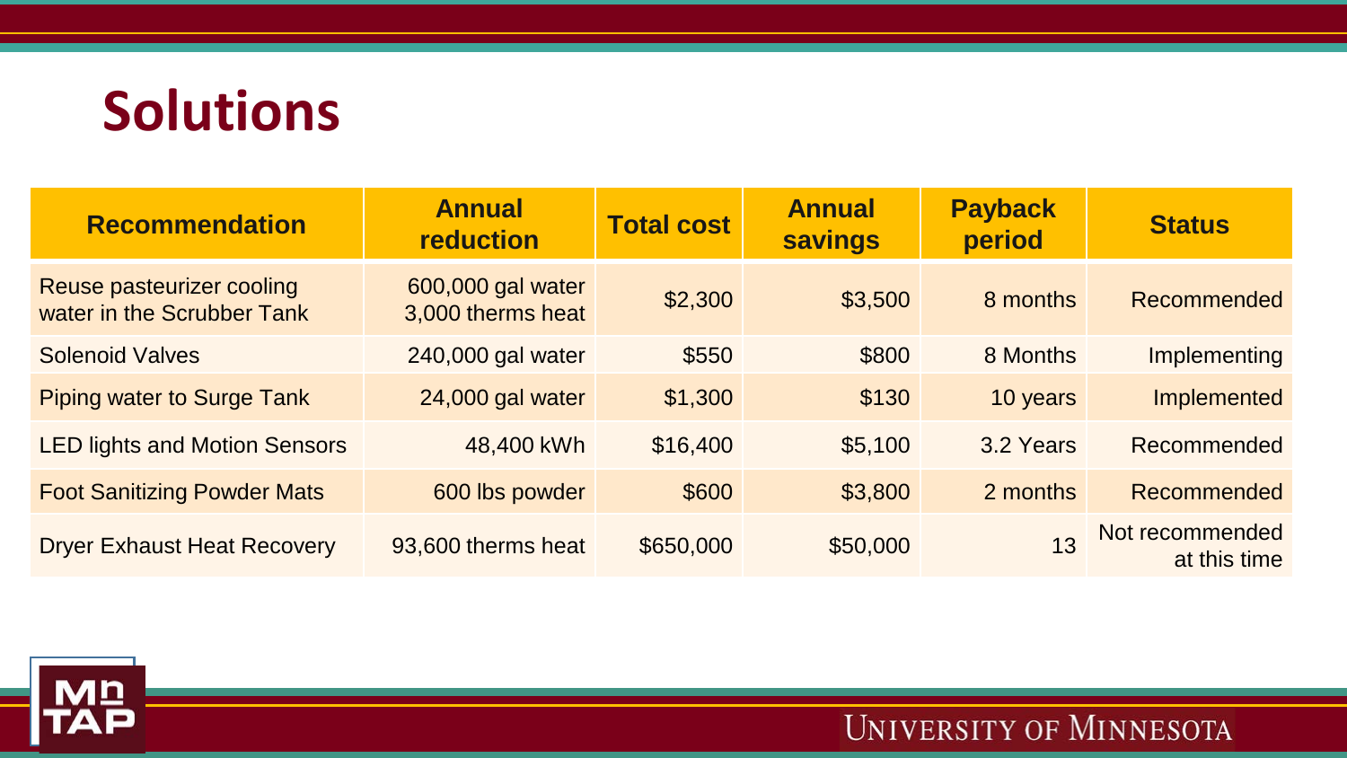# Solutions

| Recommendation | Annual reduction | Total cost | Annual savings | Payback period | Status |
|---|---|---|---|---|---|
| Reuse pasteurizer cooling water in the Scrubber Tank | 600,000 gal water<br>3,000 therms heat | $2,300 | $3,500 | 8 months | Recommended |
| Solenoid Valves | 240,000 gal water | $550 | $800 | 8 Months | Implementing |
| Piping water to Surge Tank | 24,000 gal water | $1,300 | $130 | 10 years | Implemented |
| LED lights and Motion Sensors | 48,400 kWh | $16,400 | $5,100 | 3.2 Years | Recommended |
| Foot Sanitizing Powder Mats | 600 lbs powder | $600 | $3,800 | 2 months | Recommended |
| Dryer Exhaust Heat Recovery | 93,600 therms heat | $650,000 | $50,000 | 13 | Not recommended at this time |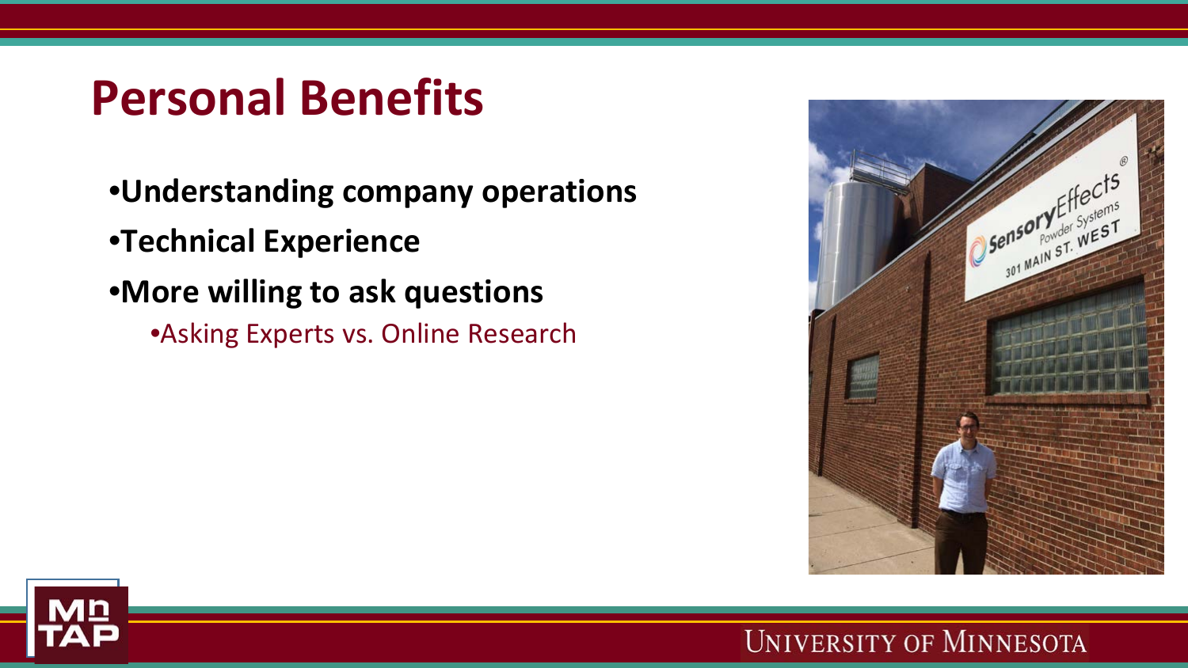# Personal Benefits

- **Understanding company operations**
- **Technical Experience**
- **More willing to ask questions**
  - Asking Experts vs. Online Research